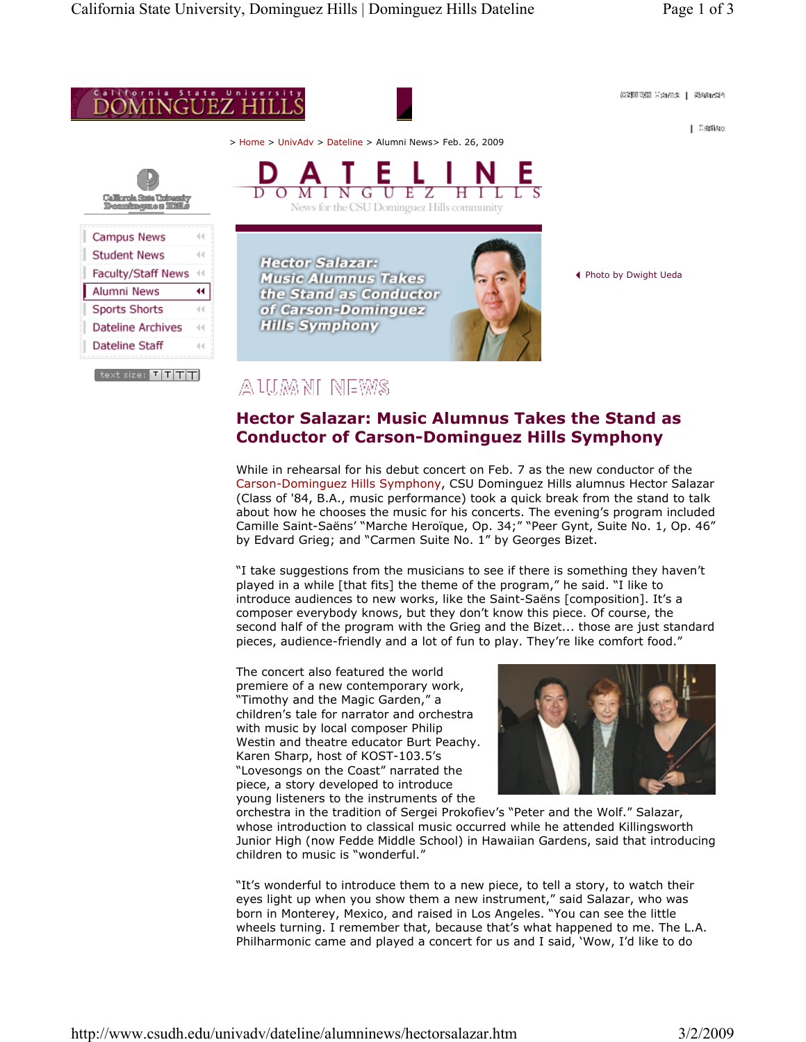> Home > UnivAdv > Dateline > Alumni News> Feb. 26, 2009

# DATELINE DOMINGUEZ HILLS

News for the CSU Dominguez Hills community

- Campus News
- Student News
- Faculty/Staff News
- Alumni News
- Sports Shorts
- Dateline Archives
- Dateline Staff

Photo by Dwight Ueda

## ALUMNI NEWS

## Hector Salazar: Music Alumnus Takes the Stand as Conductor of Carson-Dominguez Hills Symphony

While in rehearsal for his debut concert on Feb. 7 as the new conductor of the Carson-Dominguez Hills Symphony, CSU Dominguez Hills alumnus Hector Salazar (Class of '84, B.A., music performance) took a quick break from the stand to talk about how he chooses the music for his concerts. The evening's program included Camille Saint-Saëns' "Marche Heroïque, Op. 34;" "Peer Gynt, Suite No. 1, Op. 46" by Edvard Grieg; and "Carmen Suite No. 1" by Georges Bizet.

"I take suggestions from the musicians to see if there is something they haven't played in a while [that fits] the theme of the program," he said. "I like to introduce audiences to new works, like the Saint-Saëns [composition]. It's a composer everybody knows, but they don't know this piece. Of course, the second half of the program with the Grieg and the Bizet... those are just standard pieces, audience-friendly and a lot of fun to play. They're like comfort food."

The concert also featured the world premiere of a new contemporary work, "Timothy and the Magic Garden," a children's tale for narrator and orchestra with music by local composer Philip Westin and theatre educator Burt Peachy. Karen Sharp, host of KOST-103.5's "Lovesongs on the Coast" narrated the piece, a story developed to introduce young listeners to the instruments of the orchestra in the tradition of Sergei Prokofiev's "Peter and the Wolf." Salazar, whose introduction to classical music occurred while he attended Killingsworth Junior High (now Fedde Middle School) in Hawaiian Gardens, said that introducing children to music is "wonderful."

"It's wonderful to introduce them to a new piece, to tell a story, to watch their eyes light up when you show them a new instrument," said Salazar, who was born in Monterey, Mexico, and raised in Los Angeles. "You can see the little wheels turning. I remember that, because that's what happened to me. The L.A. Philharmonic came and played a concert for us and I said, 'Wow, I'd like to do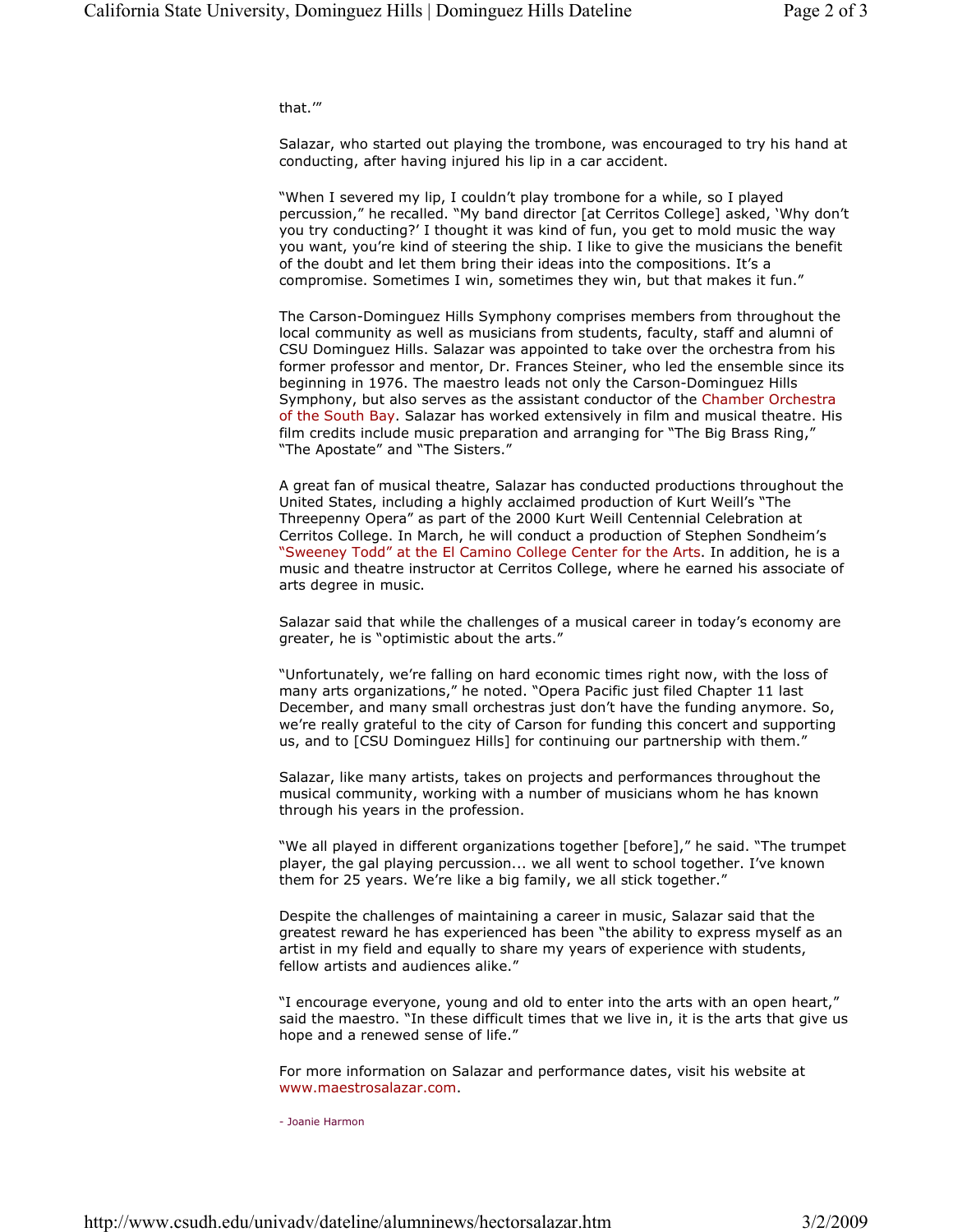that.'"

Salazar, who started out playing the trombone, was encouraged to try his hand at conducting, after having injured his lip in a car accident.

"When I severed my lip, I couldn't play trombone for a while, so I played percussion," he recalled. "My band director [at Cerritos College] asked, 'Why don't you try conducting?' I thought it was kind of fun, you get to mold music the way you want, you're kind of steering the ship. I like to give the musicians the benefit of the doubt and let them bring their ideas into the compositions. It's a compromise. Sometimes I win, sometimes they win, but that makes it fun."

The Carson-Dominguez Hills Symphony comprises members from throughout the local community as well as musicians from students, faculty, staff and alumni of CSU Dominguez Hills. Salazar was appointed to take over the orchestra from his former professor and mentor, Dr. Frances Steiner, who led the ensemble since its beginning in 1976. The maestro leads not only the Carson-Dominguez Hills Symphony, but also serves as the assistant conductor of the Chamber Orchestra of the South Bay. Salazar has worked extensively in film and musical theatre. His film credits include music preparation and arranging for "The Big Brass Ring," "The Apostate" and "The Sisters."

A great fan of musical theatre, Salazar has conducted productions throughout the United States, including a highly acclaimed production of Kurt Weill's "The Threepenny Opera" as part of the 2000 Kurt Weill Centennial Celebration at Cerritos College. In March, he will conduct a production of Stephen Sondheim's "Sweeney Todd" at the El Camino College Center for the Arts. In addition, he is a music and theatre instructor at Cerritos College, where he earned his associate of arts degree in music.

Salazar said that while the challenges of a musical career in today's economy are greater, he is "optimistic about the arts."

"Unfortunately, we're falling on hard economic times right now, with the loss of many arts organizations," he noted. "Opera Pacific just filed Chapter 11 last December, and many small orchestras just don't have the funding anymore. So, we're really grateful to the city of Carson for funding this concert and supporting us, and to [CSU Dominguez Hills] for continuing our partnership with them."

Salazar, like many artists, takes on projects and performances throughout the musical community, working with a number of musicians whom he has known through his years in the profession.

"We all played in different organizations together [before]," he said. "The trumpet player, the gal playing percussion... we all went to school together. I've known them for 25 years. We're like a big family, we all stick together."

Despite the challenges of maintaining a career in music, Salazar said that the greatest reward he has experienced has been "the ability to express myself as an artist in my field and equally to share my years of experience with students, fellow artists and audiences alike."

"I encourage everyone, young and old to enter into the arts with an open heart," said the maestro. "In these difficult times that we live in, it is the arts that give us hope and a renewed sense of life."

For more information on Salazar and performance dates, visit his website at www.maestrosalazar.com.

- Joanie Harmon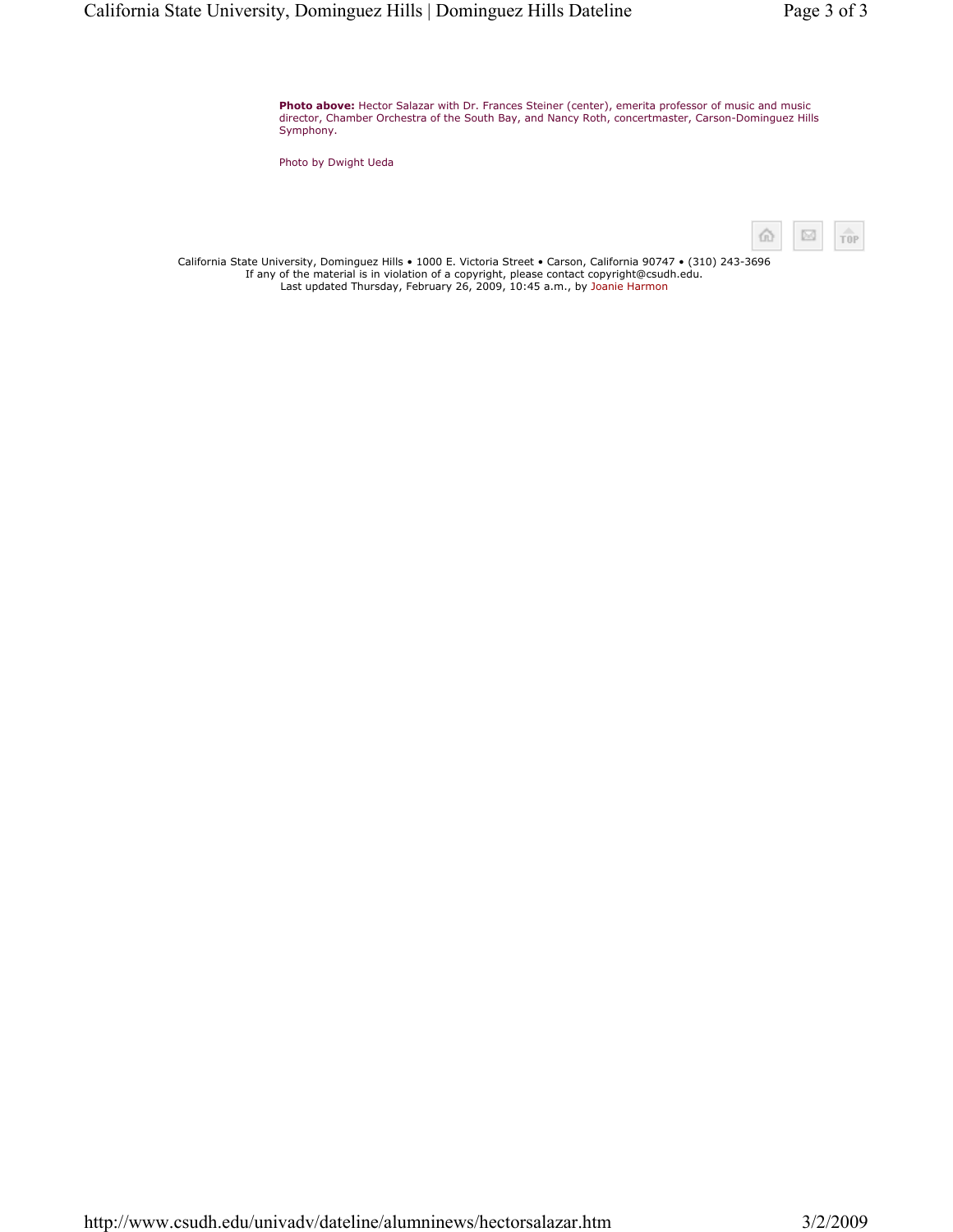**Photo above:** Hector Salazar with Dr. Frances Steiner (center), emerita professor of music and music director, Chamber Orchestra of the South Bay, and Nancy Roth, concertmaster, Carson-Dominguez Hills Symphony.

Photo by Dwight Ueda

California State University, Dominguez Hills • 1000 E. Victoria Street • Carson, California 90747 • (310) 243-3696
If any of the material is in violation of a copyright, please contact copyright@csudh.edu.
Last updated Thursday, February 26, 2009, 10:45 a.m., by Joanie Harmon